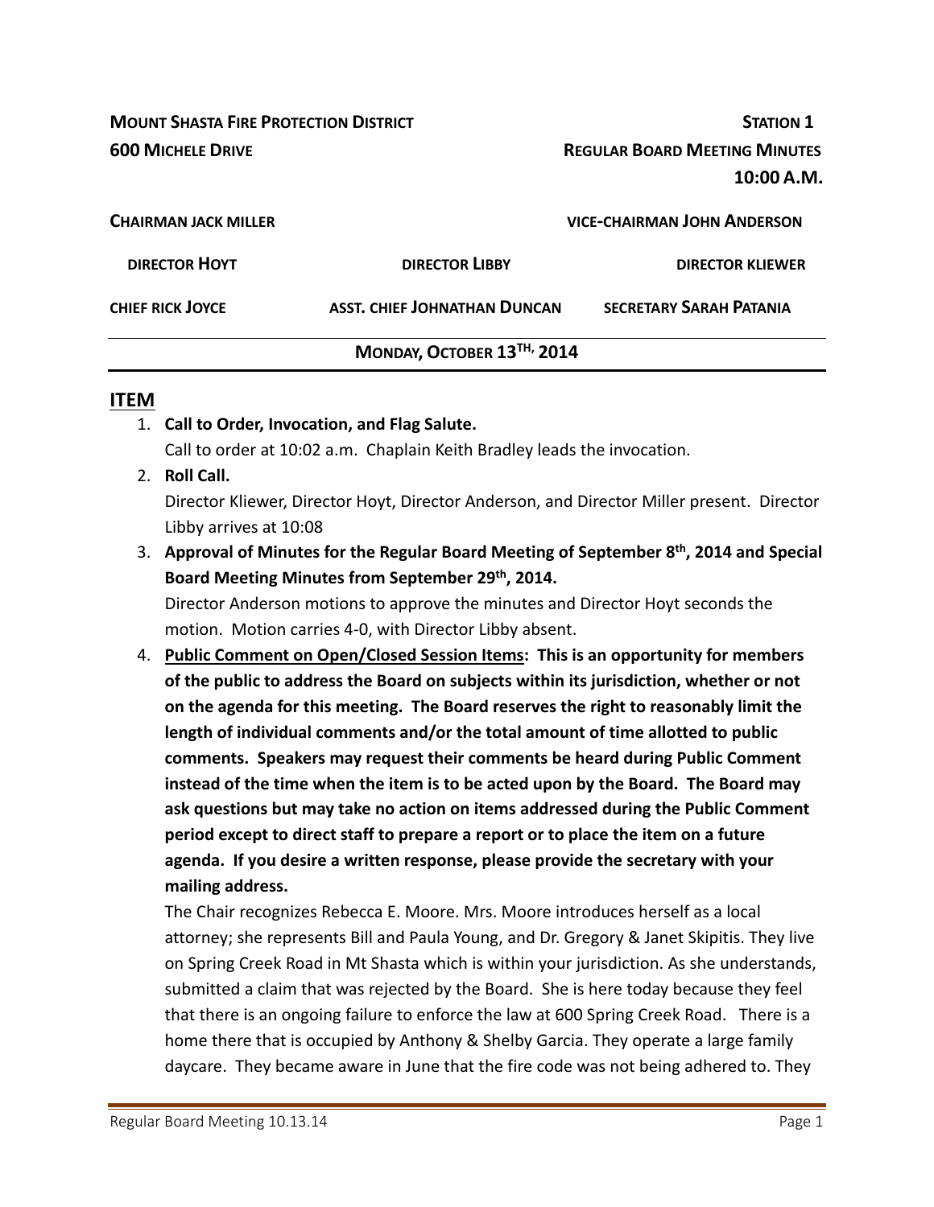**MOUNT SHASTA FIRE PROTECTION DISTRICT** — **STATION 1**

**600 MICHELE DRIVE** — **REGULAR BOARD MEETING MINUTES**

**10:00 A.M.**

**CHAIRMAN JACK MILLER** — **VICE-CHAIRMAN JOHN ANDERSON**

**DIRECTOR HOYT** — **DIRECTOR LIBBY** — **DIRECTOR KLIEWER**

**CHIEF RICK JOYCE** — **ASST. CHIEF JOHNATHAN DUNCAN** — **SECRETARY SARAH PATANIA**

**MONDAY, OCTOBER 13TH, 2014**

## ITEM

1. **Call to Order, Invocation, and Flag Salute.**
   Call to order at 10:02 a.m. Chaplain Keith Bradley leads the invocation.
2. **Roll Call.**
   Director Kliewer, Director Hoyt, Director Anderson, and Director Miller present. Director Libby arrives at 10:08
3. **Approval of Minutes for the Regular Board Meeting of September 8th, 2014 and Special Board Meeting Minutes from September 29th, 2014.**
   Director Anderson motions to approve the minutes and Director Hoyt seconds the motion. Motion carries 4-0, with Director Libby absent.
4. **Public Comment on Open/Closed Session Items: This is an opportunity for members of the public to address the Board on subjects within its jurisdiction, whether or not on the agenda for this meeting. The Board reserves the right to reasonably limit the length of individual comments and/or the total amount of time allotted to public comments. Speakers may request their comments be heard during Public Comment instead of the time when the item is to be acted upon by the Board. The Board may ask questions but may take no action on items addressed during the Public Comment period except to direct staff to prepare a report or to place the item on a future agenda. If you desire a written response, please provide the secretary with your mailing address.**
   The Chair recognizes Rebecca E. Moore. Mrs. Moore introduces herself as a local attorney; she represents Bill and Paula Young, and Dr. Gregory & Janet Skipitis. They live on Spring Creek Road in Mt Shasta which is within your jurisdiction. As she understands, submitted a claim that was rejected by the Board. She is here today because they feel that there is an ongoing failure to enforce the law at 600 Spring Creek Road. There is a home there that is occupied by Anthony & Shelby Garcia. They operate a large family daycare. They became aware in June that the fire code was not being adhered to. They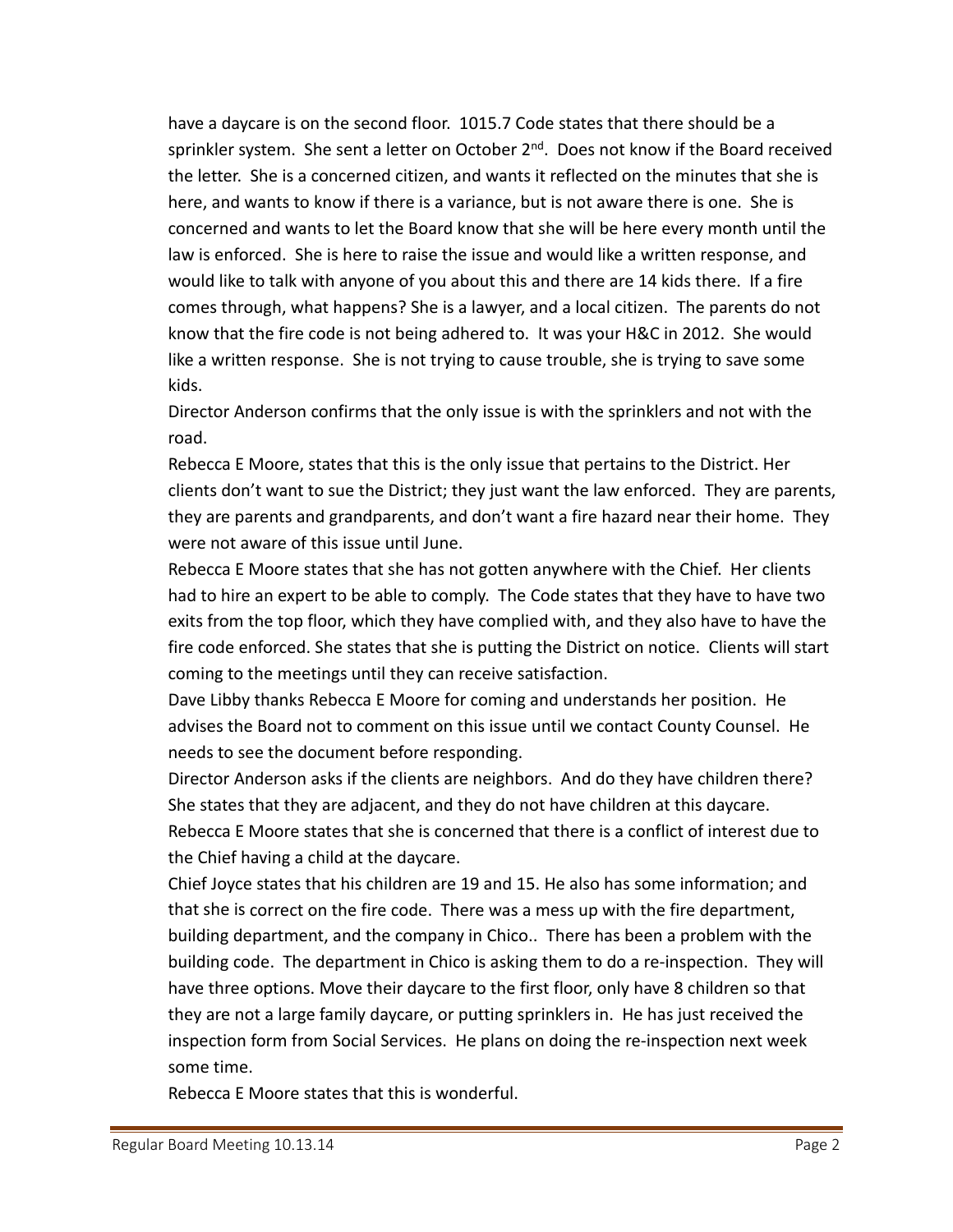have a daycare is on the second floor. 1015.7 Code states that there should be a sprinkler system. She sent a letter on October 2nd. Does not know if the Board received the letter. She is a concerned citizen, and wants it reflected on the minutes that she is here, and wants to know if there is a variance, but is not aware there is one. She is concerned and wants to let the Board know that she will be here every month until the law is enforced. She is here to raise the issue and would like a written response, and would like to talk with anyone of you about this and there are 14 kids there. If a fire comes through, what happens? She is a lawyer, and a local citizen. The parents do not know that the fire code is not being adhered to. It was your H&C in 2012. She would like a written response. She is not trying to cause trouble, she is trying to save some kids.

Director Anderson confirms that the only issue is with the sprinklers and not with the road.

Rebecca E Moore, states that this is the only issue that pertains to the District. Her clients don't want to sue the District; they just want the law enforced. They are parents, they are parents and grandparents, and don't want a fire hazard near their home. They were not aware of this issue until June.

Rebecca E Moore states that she has not gotten anywhere with the Chief. Her clients had to hire an expert to be able to comply. The Code states that they have to have two exits from the top floor, which they have complied with, and they also have to have the fire code enforced. She states that she is putting the District on notice. Clients will start coming to the meetings until they can receive satisfaction.

Dave Libby thanks Rebecca E Moore for coming and understands her position. He advises the Board not to comment on this issue until we contact County Counsel. He needs to see the document before responding.

Director Anderson asks if the clients are neighbors. And do they have children there? She states that they are adjacent, and they do not have children at this daycare.

Rebecca E Moore states that she is concerned that there is a conflict of interest due to the Chief having a child at the daycare.

Chief Joyce states that his children are 19 and 15. He also has some information; and that she is correct on the fire code. There was a mess up with the fire department, building department, and the company in Chico.. There has been a problem with the building code. The department in Chico is asking them to do a re-inspection. They will have three options. Move their daycare to the first floor, only have 8 children so that they are not a large family daycare, or putting sprinklers in. He has just received the inspection form from Social Services. He plans on doing the re-inspection next week some time.

Rebecca E Moore states that this is wonderful.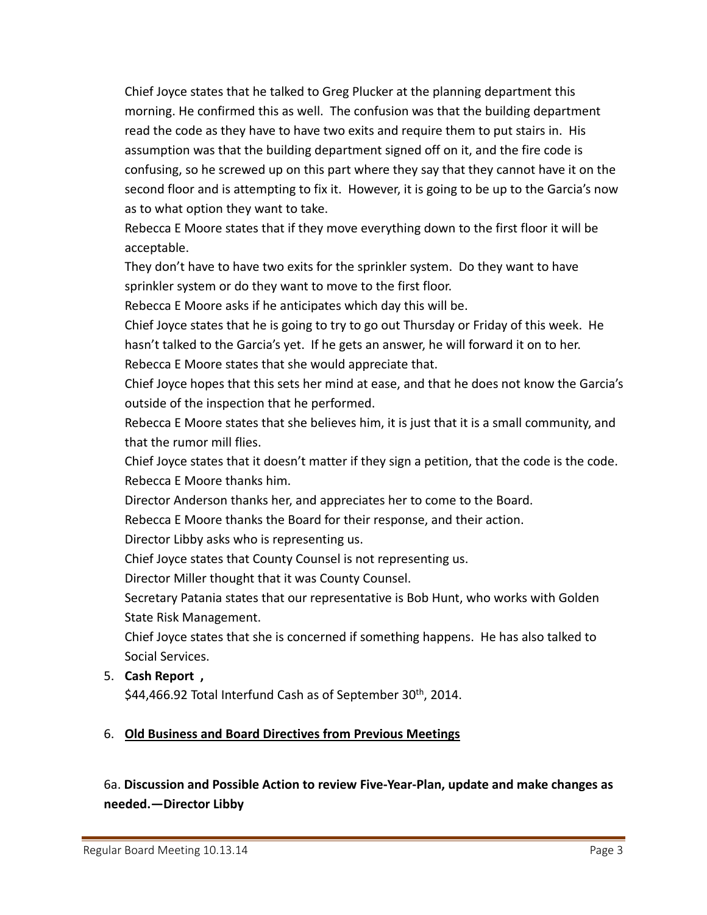Chief Joyce states that he talked to Greg Plucker at the planning department this morning. He confirmed this as well. The confusion was that the building department read the code as they have to have two exits and require them to put stairs in. His assumption was that the building department signed off on it, and the fire code is confusing, so he screwed up on this part where they say that they cannot have it on the second floor and is attempting to fix it. However, it is going to be up to the Garcia's now as to what option they want to take.

Rebecca E Moore states that if they move everything down to the first floor it will be acceptable.

They don't have to have two exits for the sprinkler system. Do they want to have sprinkler system or do they want to move to the first floor.

Rebecca E Moore asks if he anticipates which day this will be.

Chief Joyce states that he is going to try to go out Thursday or Friday of this week. He hasn't talked to the Garcia's yet. If he gets an answer, he will forward it on to her.

Rebecca E Moore states that she would appreciate that.

Chief Joyce hopes that this sets her mind at ease, and that he does not know the Garcia's outside of the inspection that he performed.

Rebecca E Moore states that she believes him, it is just that it is a small community, and that the rumor mill flies.

Chief Joyce states that it doesn't matter if they sign a petition, that the code is the code.

Rebecca E Moore thanks him.

Director Anderson thanks her, and appreciates her to come to the Board.

Rebecca E Moore thanks the Board for their response, and their action.

Director Libby asks who is representing us.

Chief Joyce states that County Counsel is not representing us.

Director Miller thought that it was County Counsel.

Secretary Patania states that our representative is Bob Hunt, who works with Golden State Risk Management.

Chief Joyce states that she is concerned if something happens. He has also talked to Social Services.

5. **Cash Report ,**

   \$44,466.92 Total Interfund Cash as of September 30th, 2014.

6. **Old Business and Board Directives from Previous Meetings**

6a. **Discussion and Possible Action to review Five-Year-Plan, update and make changes as needed.—Director Libby**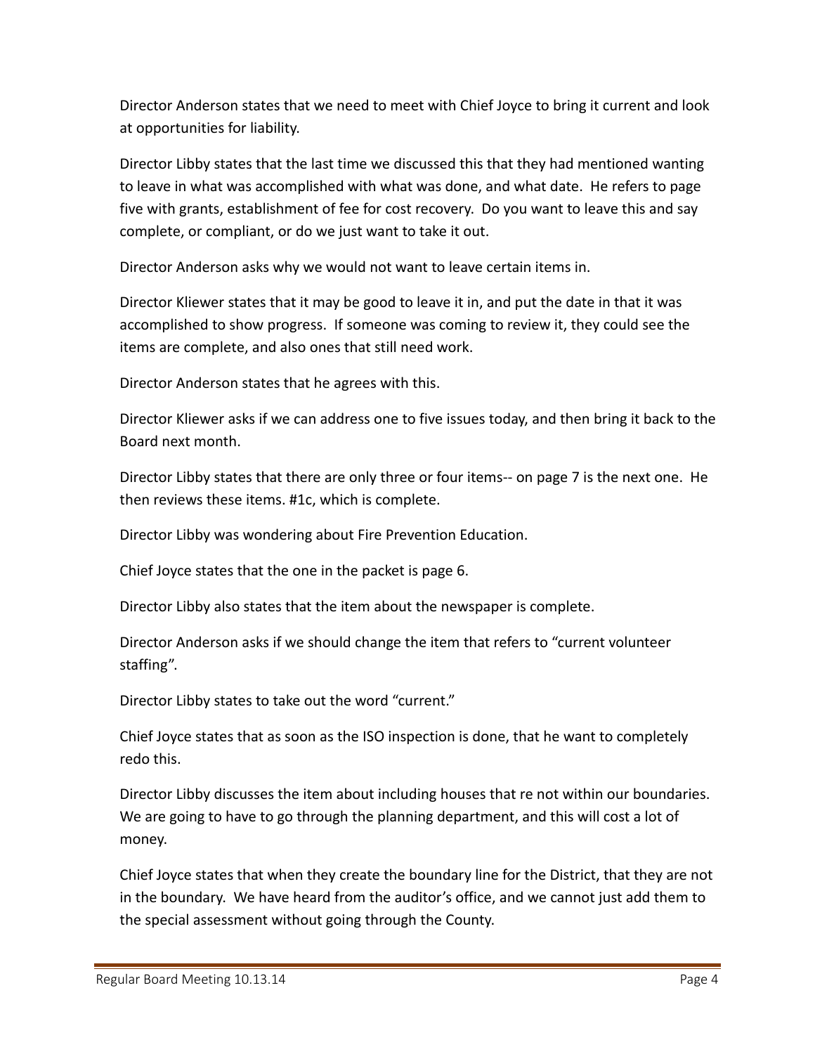Director Anderson states that we need to meet with Chief Joyce to bring it current and look at opportunities for liability.

Director Libby states that the last time we discussed this that they had mentioned wanting to leave in what was accomplished with what was done, and what date. He refers to page five with grants, establishment of fee for cost recovery. Do you want to leave this and say complete, or compliant, or do we just want to take it out.

Director Anderson asks why we would not want to leave certain items in.

Director Kliewer states that it may be good to leave it in, and put the date in that it was accomplished to show progress. If someone was coming to review it, they could see the items are complete, and also ones that still need work.

Director Anderson states that he agrees with this.

Director Kliewer asks if we can address one to five issues today, and then bring it back to the Board next month.

Director Libby states that there are only three or four items-- on page 7 is the next one. He then reviews these items. #1c, which is complete.

Director Libby was wondering about Fire Prevention Education.

Chief Joyce states that the one in the packet is page 6.

Director Libby also states that the item about the newspaper is complete.

Director Anderson asks if we should change the item that refers to "current volunteer staffing".

Director Libby states to take out the word "current."

Chief Joyce states that as soon as the ISO inspection is done, that he want to completely redo this.

Director Libby discusses the item about including houses that re not within our boundaries. We are going to have to go through the planning department, and this will cost a lot of money.

Chief Joyce states that when they create the boundary line for the District, that they are not in the boundary. We have heard from the auditor's office, and we cannot just add them to the special assessment without going through the County.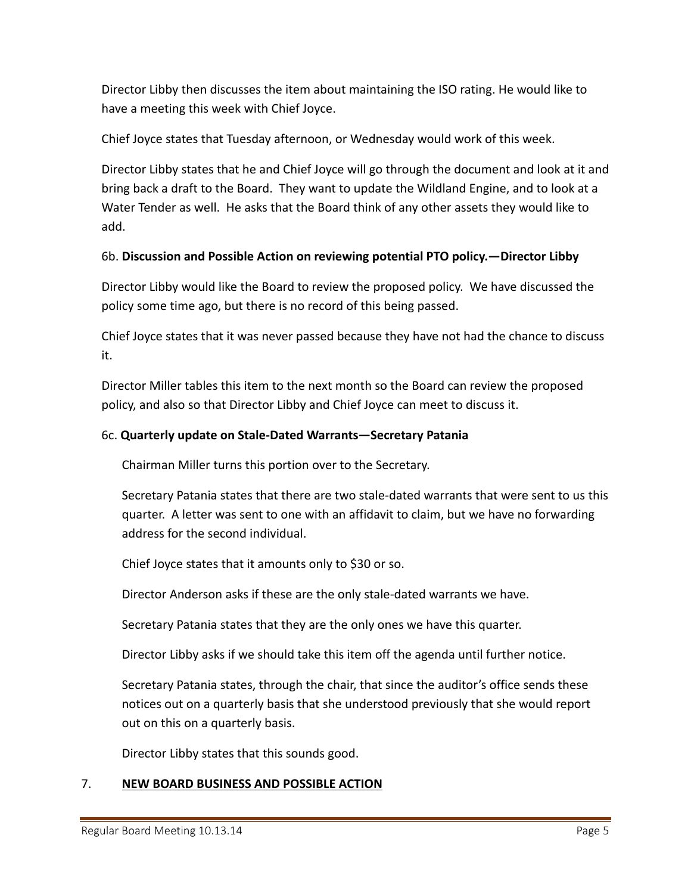Director Libby then discusses the item about maintaining the ISO rating. He would like to have a meeting this week with Chief Joyce.

Chief Joyce states that Tuesday afternoon, or Wednesday would work of this week.

Director Libby states that he and Chief Joyce will go through the document and look at it and bring back a draft to the Board. They want to update the Wildland Engine, and to look at a Water Tender as well. He asks that the Board think of any other assets they would like to add.

6b. **Discussion and Possible Action on reviewing potential PTO policy.—Director Libby**

Director Libby would like the Board to review the proposed policy. We have discussed the policy some time ago, but there is no record of this being passed.

Chief Joyce states that it was never passed because they have not had the chance to discuss it.

Director Miller tables this item to the next month so the Board can review the proposed policy, and also so that Director Libby and Chief Joyce can meet to discuss it.

6c. **Quarterly update on Stale-Dated Warrants—Secretary Patania**

Chairman Miller turns this portion over to the Secretary.

Secretary Patania states that there are two stale-dated warrants that were sent to us this quarter. A letter was sent to one with an affidavit to claim, but we have no forwarding address for the second individual.

Chief Joyce states that it amounts only to $30 or so.

Director Anderson asks if these are the only stale-dated warrants we have.

Secretary Patania states that they are the only ones we have this quarter.

Director Libby asks if we should take this item off the agenda until further notice.

Secretary Patania states, through the chair, that since the auditor's office sends these notices out on a quarterly basis that she understood previously that she would report out on this on a quarterly basis.

Director Libby states that this sounds good.

## 7. **NEW BOARD BUSINESS AND POSSIBLE ACTION**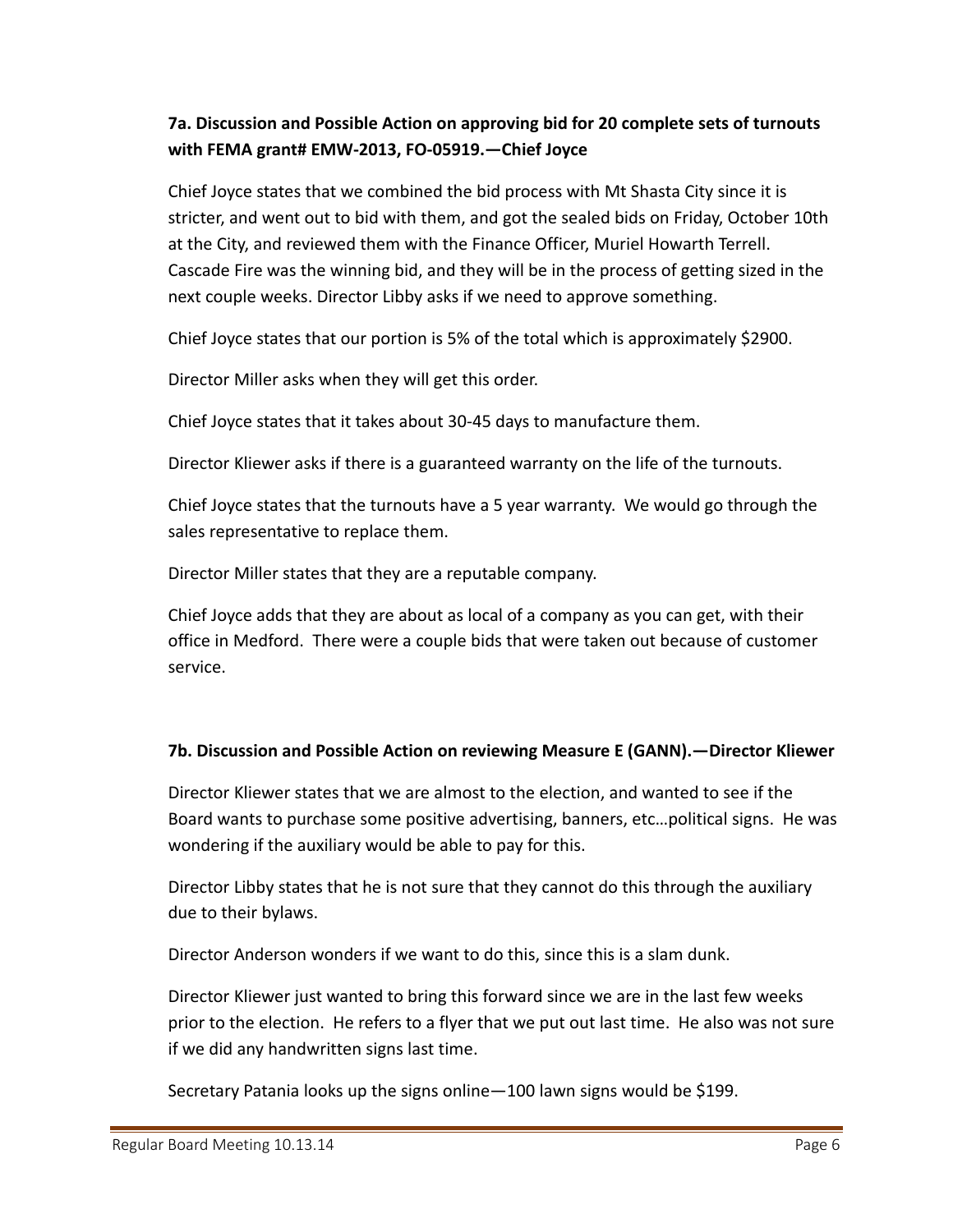**7a. Discussion and Possible Action on approving bid for 20 complete sets of turnouts with FEMA grant# EMW-2013, FO-05919.—Chief Joyce**

Chief Joyce states that we combined the bid process with Mt Shasta City since it is stricter, and went out to bid with them, and got the sealed bids on Friday, October 10th at the City, and reviewed them with the Finance Officer, Muriel Howarth Terrell. Cascade Fire was the winning bid, and they will be in the process of getting sized in the next couple weeks. Director Libby asks if we need to approve something.

Chief Joyce states that our portion is 5% of the total which is approximately $2900.

Director Miller asks when they will get this order.

Chief Joyce states that it takes about 30-45 days to manufacture them.

Director Kliewer asks if there is a guaranteed warranty on the life of the turnouts.

Chief Joyce states that the turnouts have a 5 year warranty. We would go through the sales representative to replace them.

Director Miller states that they are a reputable company.

Chief Joyce adds that they are about as local of a company as you can get, with their office in Medford. There were a couple bids that were taken out because of customer service.

**7b. Discussion and Possible Action on reviewing Measure E (GANN).—Director Kliewer**

Director Kliewer states that we are almost to the election, and wanted to see if the Board wants to purchase some positive advertising, banners, etc…political signs. He was wondering if the auxiliary would be able to pay for this.

Director Libby states that he is not sure that they cannot do this through the auxiliary due to their bylaws.

Director Anderson wonders if we want to do this, since this is a slam dunk.

Director Kliewer just wanted to bring this forward since we are in the last few weeks prior to the election. He refers to a flyer that we put out last time. He also was not sure if we did any handwritten signs last time.

Secretary Patania looks up the signs online—100 lawn signs would be $199.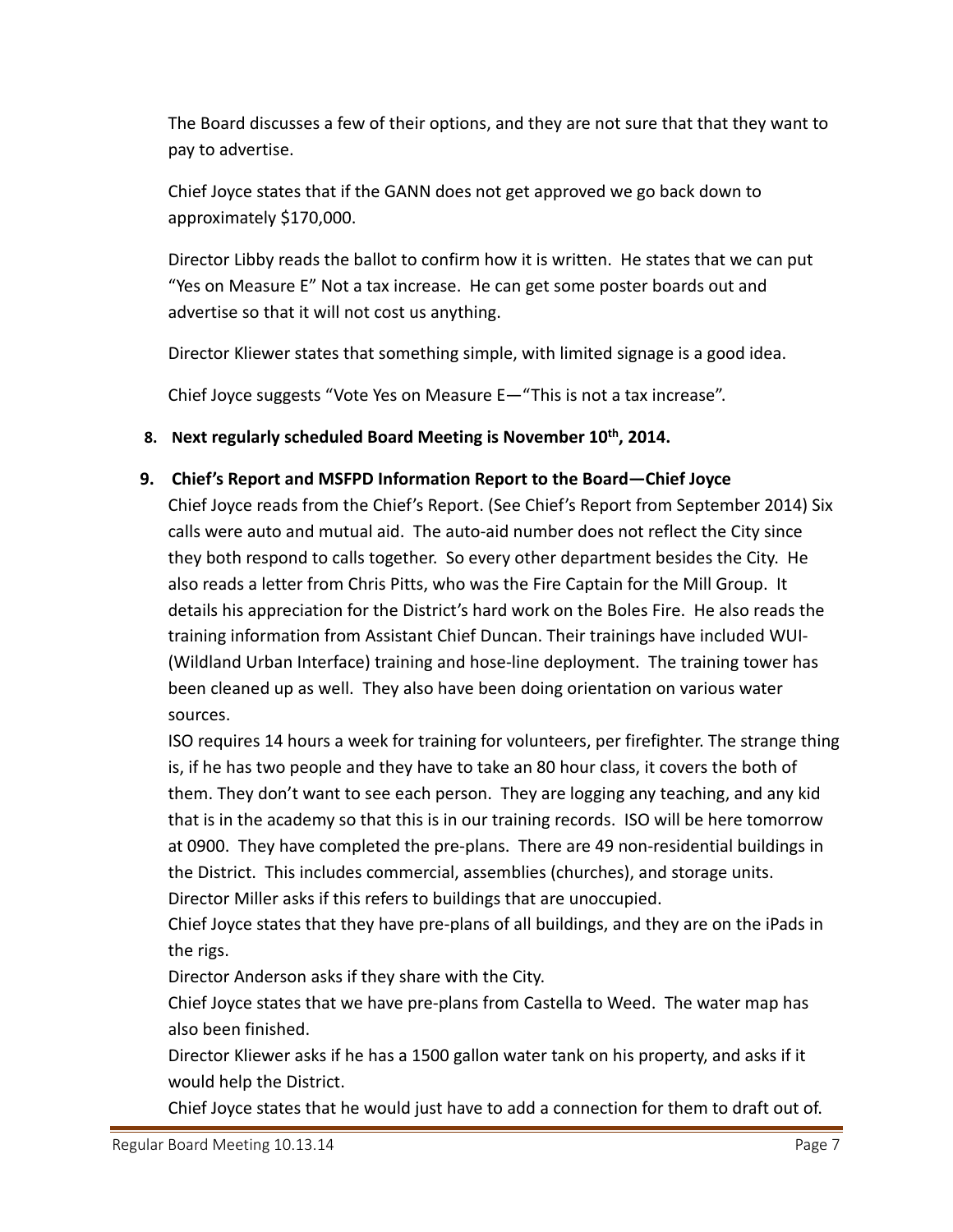The Board discusses a few of their options, and they are not sure that that they want to pay to advertise.

Chief Joyce states that if the GANN does not get approved we go back down to approximately $170,000.

Director Libby reads the ballot to confirm how it is written. He states that we can put "Yes on Measure E" Not a tax increase. He can get some poster boards out and advertise so that it will not cost us anything.

Director Kliewer states that something simple, with limited signage is a good idea.

Chief Joyce suggests "Vote Yes on Measure E—"This is not a tax increase".

**8. Next regularly scheduled Board Meeting is November 10th, 2014.**

**9. Chief's Report and MSFPD Information Report to the Board—Chief Joyce**

Chief Joyce reads from the Chief's Report. (See Chief's Report from September 2014) Six calls were auto and mutual aid. The auto-aid number does not reflect the City since they both respond to calls together. So every other department besides the City. He also reads a letter from Chris Pitts, who was the Fire Captain for the Mill Group. It details his appreciation for the District's hard work on the Boles Fire. He also reads the training information from Assistant Chief Duncan. Their trainings have included WUI-(Wildland Urban Interface) training and hose-line deployment. The training tower has been cleaned up as well. They also have been doing orientation on various water sources.

ISO requires 14 hours a week for training for volunteers, per firefighter. The strange thing is, if he has two people and they have to take an 80 hour class, it covers the both of them. They don't want to see each person. They are logging any teaching, and any kid that is in the academy so that this is in our training records. ISO will be here tomorrow at 0900. They have completed the pre-plans. There are 49 non-residential buildings in the District. This includes commercial, assemblies (churches), and storage units.

Director Miller asks if this refers to buildings that are unoccupied.

Chief Joyce states that they have pre-plans of all buildings, and they are on the iPads in the rigs.

Director Anderson asks if they share with the City.

Chief Joyce states that we have pre-plans from Castella to Weed. The water map has also been finished.

Director Kliewer asks if he has a 1500 gallon water tank on his property, and asks if it would help the District.

Chief Joyce states that he would just have to add a connection for them to draft out of.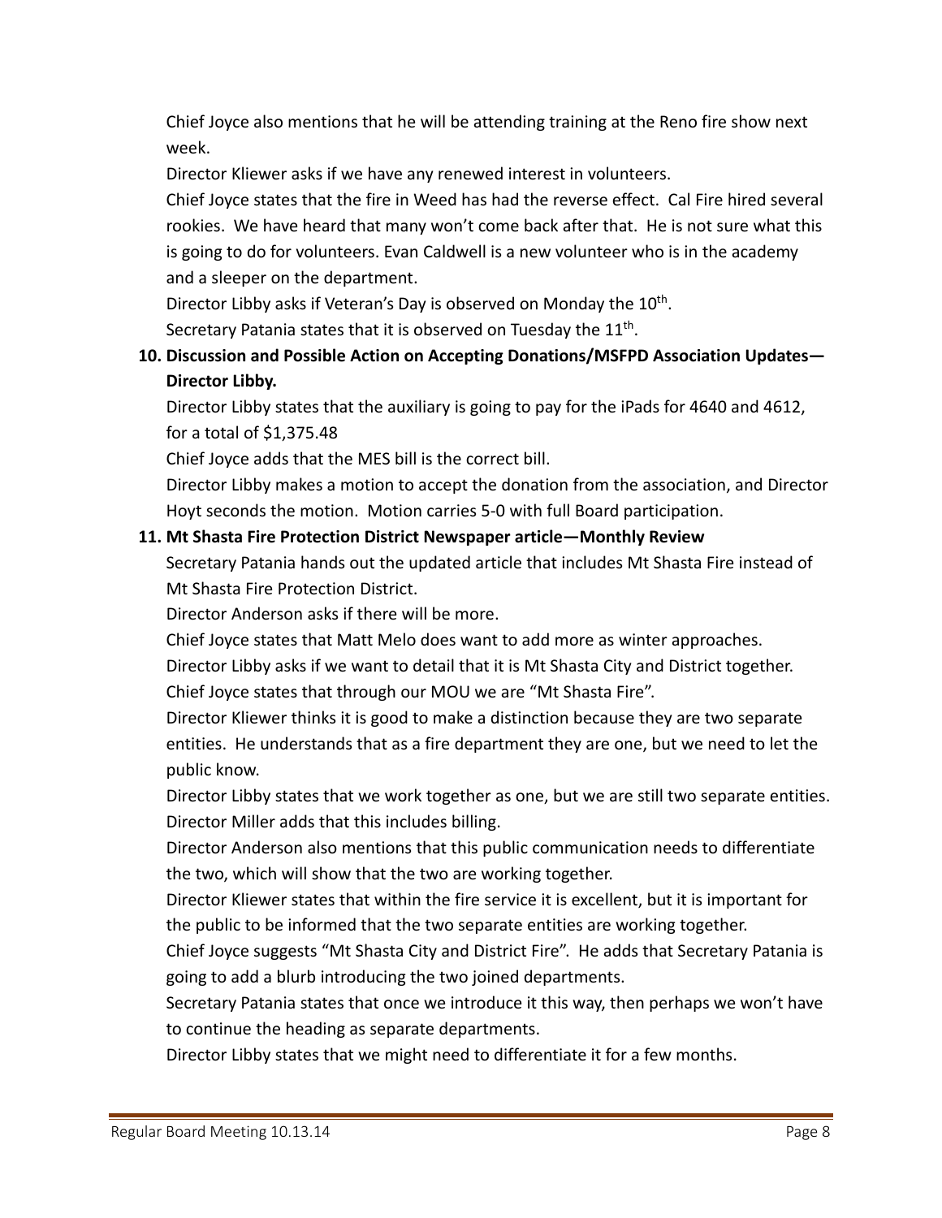Chief Joyce also mentions that he will be attending training at the Reno fire show next week.

Director Kliewer asks if we have any renewed interest in volunteers.

Chief Joyce states that the fire in Weed has had the reverse effect. Cal Fire hired several rookies. We have heard that many won't come back after that. He is not sure what this is going to do for volunteers. Evan Caldwell is a new volunteer who is in the academy and a sleeper on the department.

Director Libby asks if Veteran's Day is observed on Monday the 10th.

Secretary Patania states that it is observed on Tuesday the 11th.

**10. Discussion and Possible Action on Accepting Donations/MSFPD Association Updates—Director Libby.**

Director Libby states that the auxiliary is going to pay for the iPads for 4640 and 4612, for a total of $1,375.48

Chief Joyce adds that the MES bill is the correct bill.

Director Libby makes a motion to accept the donation from the association, and Director Hoyt seconds the motion. Motion carries 5-0 with full Board participation.

**11. Mt Shasta Fire Protection District Newspaper article—Monthly Review**

Secretary Patania hands out the updated article that includes Mt Shasta Fire instead of Mt Shasta Fire Protection District.

Director Anderson asks if there will be more.

Chief Joyce states that Matt Melo does want to add more as winter approaches.

Director Libby asks if we want to detail that it is Mt Shasta City and District together.

Chief Joyce states that through our MOU we are "Mt Shasta Fire".

Director Kliewer thinks it is good to make a distinction because they are two separate entities. He understands that as a fire department they are one, but we need to let the public know.

Director Libby states that we work together as one, but we are still two separate entities.

Director Miller adds that this includes billing.

Director Anderson also mentions that this public communication needs to differentiate the two, which will show that the two are working together.

Director Kliewer states that within the fire service it is excellent, but it is important for the public to be informed that the two separate entities are working together.

Chief Joyce suggests "Mt Shasta City and District Fire". He adds that Secretary Patania is going to add a blurb introducing the two joined departments.

Secretary Patania states that once we introduce it this way, then perhaps we won't have to continue the heading as separate departments.

Director Libby states that we might need to differentiate it for a few months.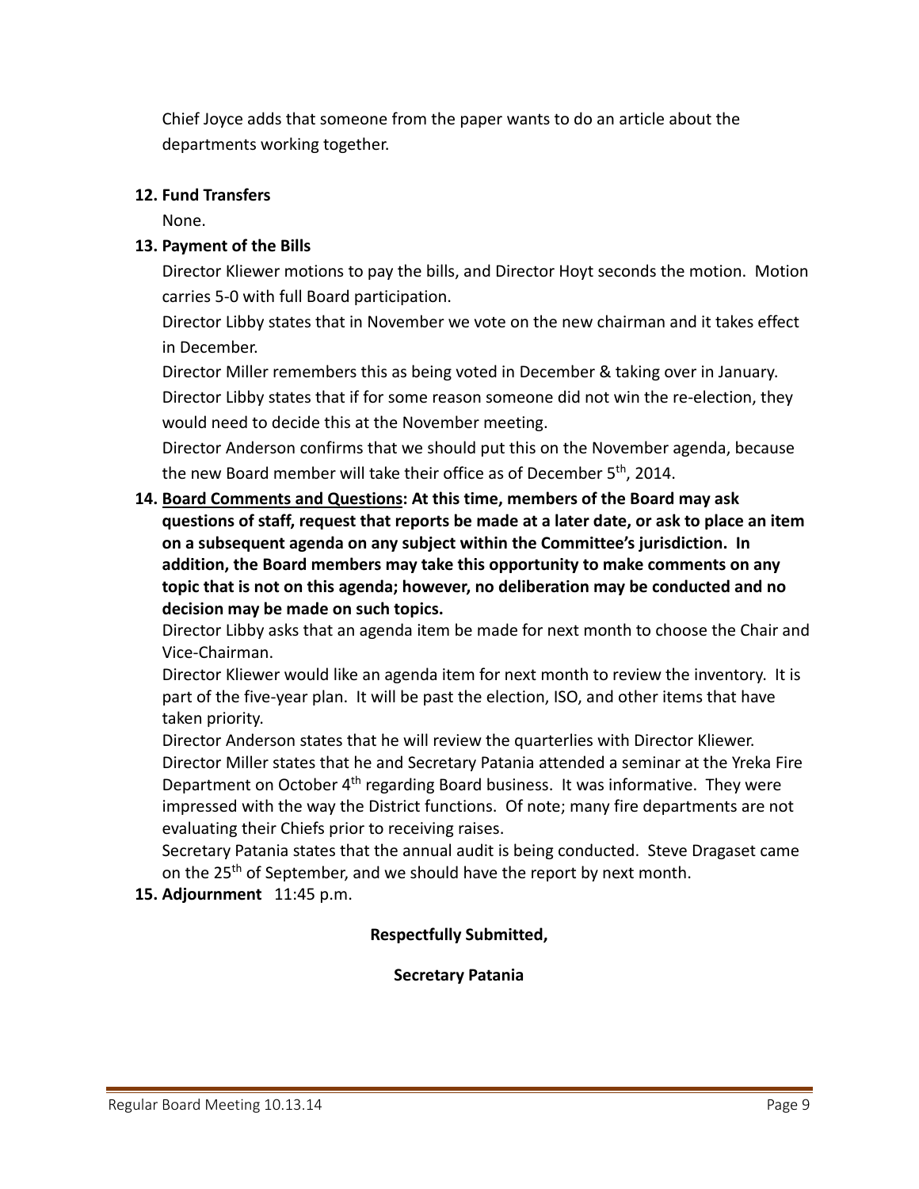Chief Joyce adds that someone from the paper wants to do an article about the departments working together.

**12. Fund Transfers**

None.

**13. Payment of the Bills**

Director Kliewer motions to pay the bills, and Director Hoyt seconds the motion. Motion carries 5-0 with full Board participation.

Director Libby states that in November we vote on the new chairman and it takes effect in December.

Director Miller remembers this as being voted in December & taking over in January.

Director Libby states that if for some reason someone did not win the re-election, they would need to decide this at the November meeting.

Director Anderson confirms that we should put this on the November agenda, because the new Board member will take their office as of December 5th, 2014.

**14. <u>Board Comments and Questions</u>: At this time, members of the Board may ask questions of staff, request that reports be made at a later date, or ask to place an item on a subsequent agenda on any subject within the Committee's jurisdiction. In addition, the Board members may take this opportunity to make comments on any topic that is not on this agenda; however, no deliberation may be conducted and no decision may be made on such topics.**

Director Libby asks that an agenda item be made for next month to choose the Chair and Vice-Chairman.

Director Kliewer would like an agenda item for next month to review the inventory. It is part of the five-year plan. It will be past the election, ISO, and other items that have taken priority.

Director Anderson states that he will review the quarterlies with Director Kliewer.

Director Miller states that he and Secretary Patania attended a seminar at the Yreka Fire Department on October 4th regarding Board business. It was informative. They were impressed with the way the District functions. Of note; many fire departments are not evaluating their Chiefs prior to receiving raises.

Secretary Patania states that the annual audit is being conducted. Steve Dragaset came on the 25th of September, and we should have the report by next month.

**15. Adjournment** 11:45 p.m.

**Respectfully Submitted,**

**Secretary Patania**